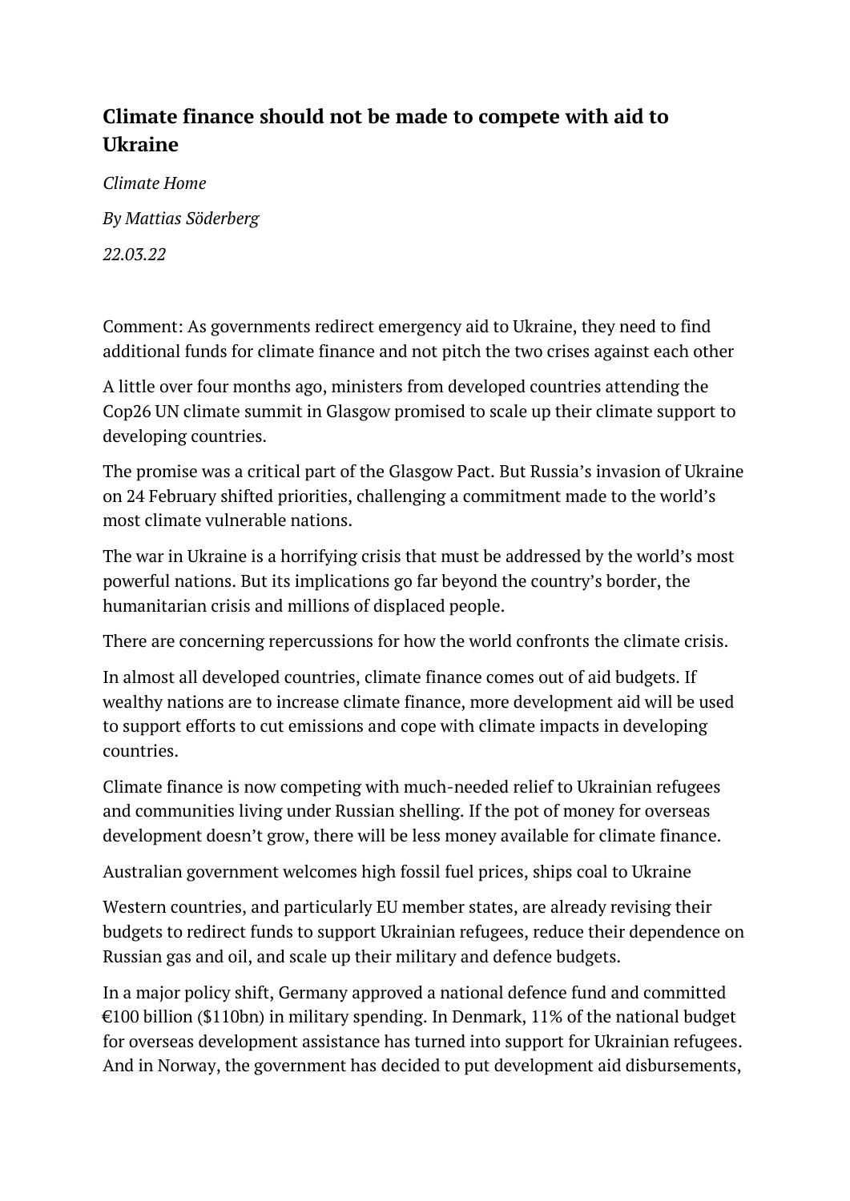# Climate finance should not be made to compete with aid to Ukraine

*Climate Home*

*By Mattias Söderberg*

*22.03.22*

Comment: As governments redirect emergency aid to Ukraine, they need to find additional funds for climate finance and not pitch the two crises against each other

A little over four months ago, ministers from developed countries attending the Cop26 UN climate summit in Glasgow promised to scale up their climate support to developing countries.

The promise was a critical part of the Glasgow Pact. But Russia's invasion of Ukraine on 24 February shifted priorities, challenging a commitment made to the world's most climate vulnerable nations.

The war in Ukraine is a horrifying crisis that must be addressed by the world's most powerful nations. But its implications go far beyond the country's border, the humanitarian crisis and millions of displaced people.

There are concerning repercussions for how the world confronts the climate crisis.

In almost all developed countries, climate finance comes out of aid budgets. If wealthy nations are to increase climate finance, more development aid will be used to support efforts to cut emissions and cope with climate impacts in developing countries.

Climate finance is now competing with much-needed relief to Ukrainian refugees and communities living under Russian shelling. If the pot of money for overseas development doesn't grow, there will be less money available for climate finance.

Australian government welcomes high fossil fuel prices, ships coal to Ukraine

Western countries, and particularly EU member states, are already revising their budgets to redirect funds to support Ukrainian refugees, reduce their dependence on Russian gas and oil, and scale up their military and defence budgets.

In a major policy shift, Germany approved a national defence fund and committed €100 billion ($110bn) in military spending. In Denmark, 11% of the national budget for overseas development assistance has turned into support for Ukrainian refugees. And in Norway, the government has decided to put development aid disbursements,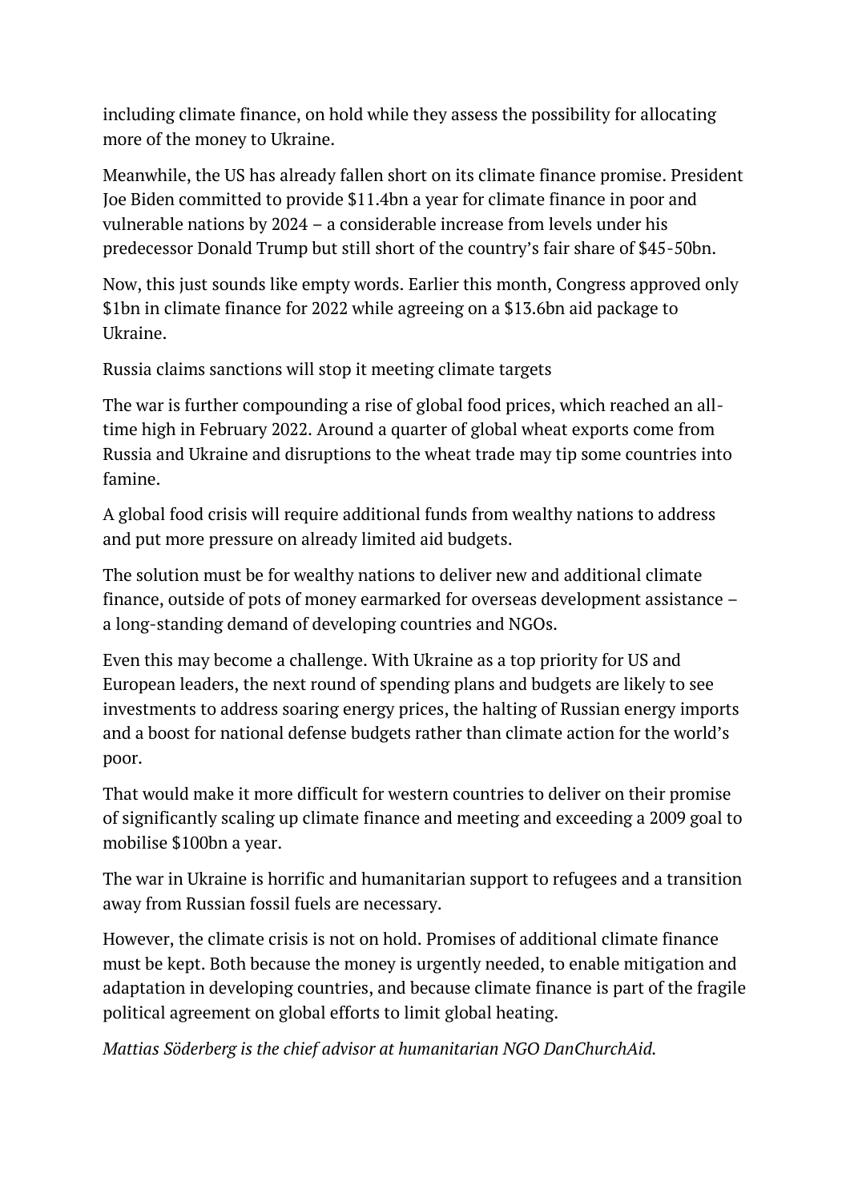including climate finance, on hold while they assess the possibility for allocating more of the money to Ukraine.

Meanwhile, the US has already fallen short on its climate finance promise. President Joe Biden committed to provide $11.4bn a year for climate finance in poor and vulnerable nations by 2024 – a considerable increase from levels under his predecessor Donald Trump but still short of the country's fair share of $45-50bn.

Now, this just sounds like empty words. Earlier this month, Congress approved only $1bn in climate finance for 2022 while agreeing on a $13.6bn aid package to Ukraine.

Russia claims sanctions will stop it meeting climate targets

The war is further compounding a rise of global food prices, which reached an all-time high in February 2022. Around a quarter of global wheat exports come from Russia and Ukraine and disruptions to the wheat trade may tip some countries into famine.

A global food crisis will require additional funds from wealthy nations to address and put more pressure on already limited aid budgets.

The solution must be for wealthy nations to deliver new and additional climate finance, outside of pots of money earmarked for overseas development assistance – a long-standing demand of developing countries and NGOs.

Even this may become a challenge. With Ukraine as a top priority for US and European leaders, the next round of spending plans and budgets are likely to see investments to address soaring energy prices, the halting of Russian energy imports and a boost for national defense budgets rather than climate action for the world's poor.

That would make it more difficult for western countries to deliver on their promise of significantly scaling up climate finance and meeting and exceeding a 2009 goal to mobilise $100bn a year.

The war in Ukraine is horrific and humanitarian support to refugees and a transition away from Russian fossil fuels are necessary.

However, the climate crisis is not on hold. Promises of additional climate finance must be kept. Both because the money is urgently needed, to enable mitigation and adaptation in developing countries, and because climate finance is part of the fragile political agreement on global efforts to limit global heating.

*Mattias Söderberg is the chief advisor at humanitarian NGO DanChurchAid.*